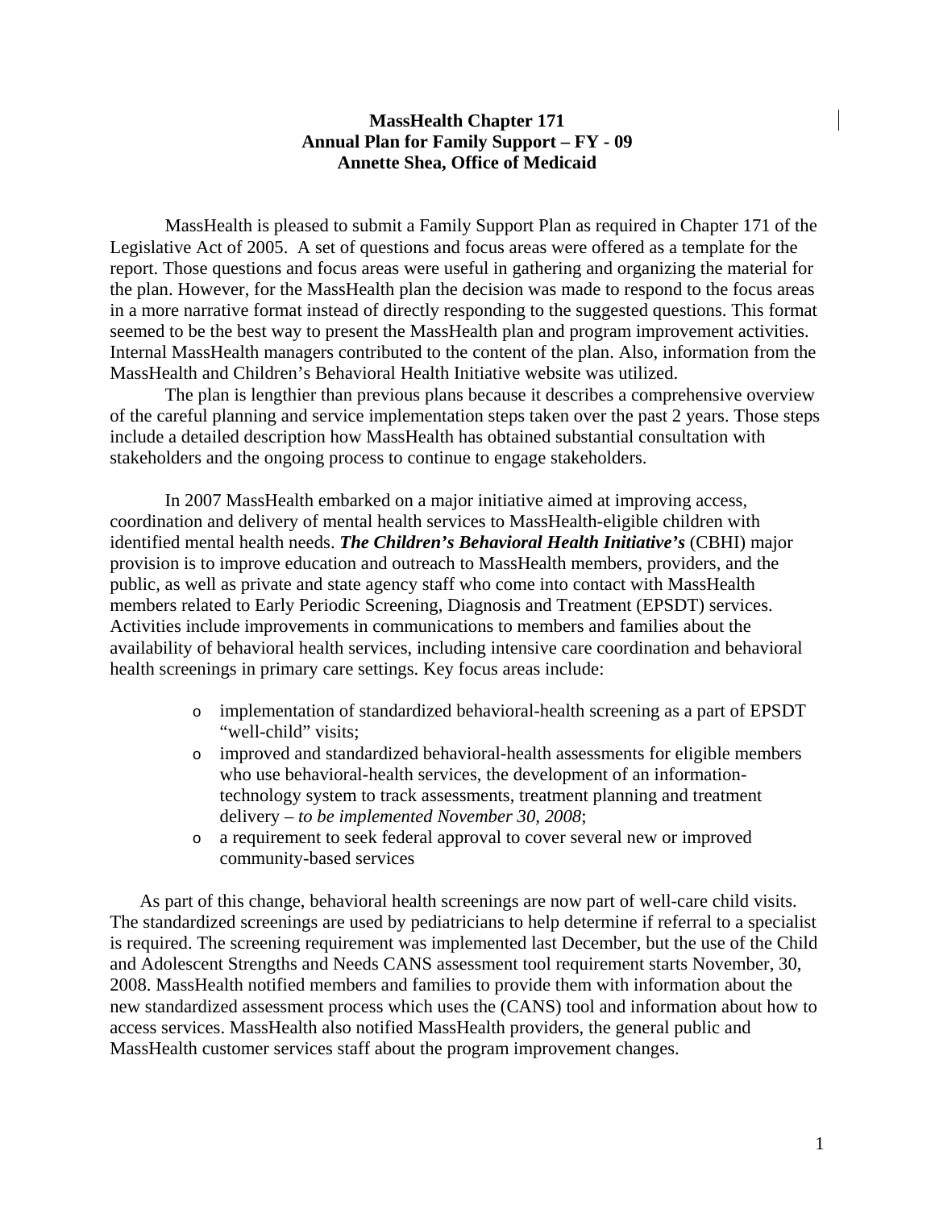**MassHealth Chapter 171**
**Annual Plan for Family Support – FY - 09**
**Annette Shea, Office of Medicaid**

MassHealth is pleased to submit a Family Support Plan as required in Chapter 171 of the Legislative Act of 2005. A set of questions and focus areas were offered as a template for the report. Those questions and focus areas were useful in gathering and organizing the material for the plan. However, for the MassHealth plan the decision was made to respond to the focus areas in a more narrative format instead of directly responding to the suggested questions. This format seemed to be the best way to present the MassHealth plan and program improvement activities. Internal MassHealth managers contributed to the content of the plan. Also, information from the MassHealth and Children's Behavioral Health Initiative website was utilized.

The plan is lengthier than previous plans because it describes a comprehensive overview of the careful planning and service implementation steps taken over the past 2 years. Those steps include a detailed description how MassHealth has obtained substantial consultation with stakeholders and the ongoing process to continue to engage stakeholders.

In 2007 MassHealth embarked on a major initiative aimed at improving access, coordination and delivery of mental health services to MassHealth-eligible children with identified mental health needs. ***The Children's Behavioral Health Initiative's*** (CBHI) major provision is to improve education and outreach to MassHealth members, providers, and the public, as well as private and state agency staff who come into contact with MassHealth members related to Early Periodic Screening, Diagnosis and Treatment (EPSDT) services. Activities include improvements in communications to members and families about the availability of behavioral health services, including intensive care coordination and behavioral health screenings in primary care settings. Key focus areas include:

- implementation of standardized behavioral-health screening as a part of EPSDT "well-child" visits;
- improved and standardized behavioral-health assessments for eligible members who use behavioral-health services, the development of an information-technology system to track assessments, treatment planning and treatment delivery – *to be implemented November 30, 2008*;
- a requirement to seek federal approval to cover several new or improved community-based services

As part of this change, behavioral health screenings are now part of well-care child visits. The standardized screenings are used by pediatricians to help determine if referral to a specialist is required. The screening requirement was implemented last December, but the use of the Child and Adolescent Strengths and Needs CANS assessment tool requirement starts November, 30, 2008. MassHealth notified members and families to provide them with information about the new standardized assessment process which uses the (CANS) tool and information about how to access services. MassHealth also notified MassHealth providers, the general public and MassHealth customer services staff about the program improvement changes.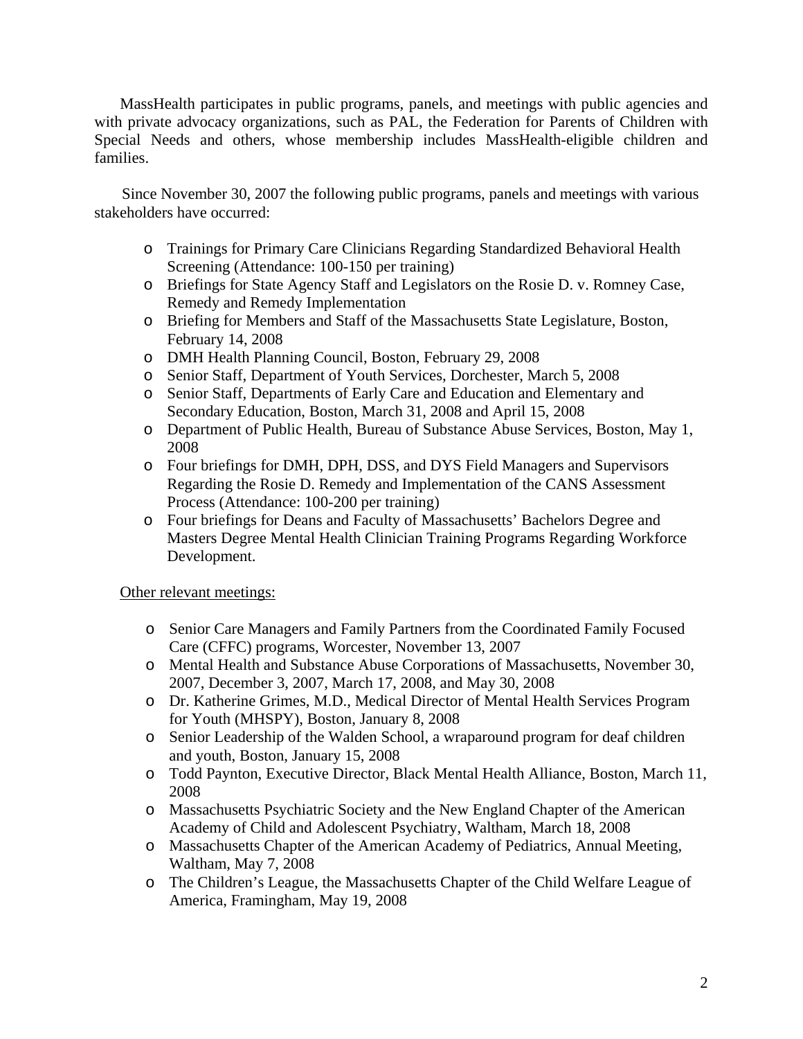MassHealth participates in public programs, panels, and meetings with public agencies and with private advocacy organizations, such as PAL, the Federation for Parents of Children with Special Needs and others, whose membership includes MassHealth-eligible children and families.

Since November 30, 2007 the following public programs, panels and meetings with various stakeholders have occurred:

- Trainings for Primary Care Clinicians Regarding Standardized Behavioral Health Screening (Attendance: 100-150 per training)
- Briefings for State Agency Staff and Legislators on the Rosie D. v. Romney Case, Remedy and Remedy Implementation
- Briefing for Members and Staff of the Massachusetts State Legislature, Boston, February 14, 2008
- DMH Health Planning Council, Boston, February 29, 2008
- Senior Staff, Department of Youth Services, Dorchester, March 5, 2008
- Senior Staff, Departments of Early Care and Education and Elementary and Secondary Education, Boston, March 31, 2008 and April 15, 2008
- Department of Public Health, Bureau of Substance Abuse Services, Boston, May 1, 2008
- Four briefings for DMH, DPH, DSS, and DYS Field Managers and Supervisors Regarding the Rosie D. Remedy and Implementation of the CANS Assessment Process (Attendance: 100-200 per training)
- Four briefings for Deans and Faculty of Massachusetts' Bachelors Degree and Masters Degree Mental Health Clinician Training Programs Regarding Workforce Development.

Other relevant meetings:

- Senior Care Managers and Family Partners from the Coordinated Family Focused Care (CFFC) programs, Worcester, November 13, 2007
- Mental Health and Substance Abuse Corporations of Massachusetts, November 30, 2007, December 3, 2007, March 17, 2008, and May 30, 2008
- Dr. Katherine Grimes, M.D., Medical Director of Mental Health Services Program for Youth (MHSPY), Boston, January 8, 2008
- Senior Leadership of the Walden School, a wraparound program for deaf children and youth, Boston, January 15, 2008
- Todd Paynton, Executive Director, Black Mental Health Alliance, Boston, March 11, 2008
- Massachusetts Psychiatric Society and the New England Chapter of the American Academy of Child and Adolescent Psychiatry, Waltham, March 18, 2008
- Massachusetts Chapter of the American Academy of Pediatrics, Annual Meeting, Waltham, May 7, 2008
- The Children's League, the Massachusetts Chapter of the Child Welfare League of America, Framingham, May 19, 2008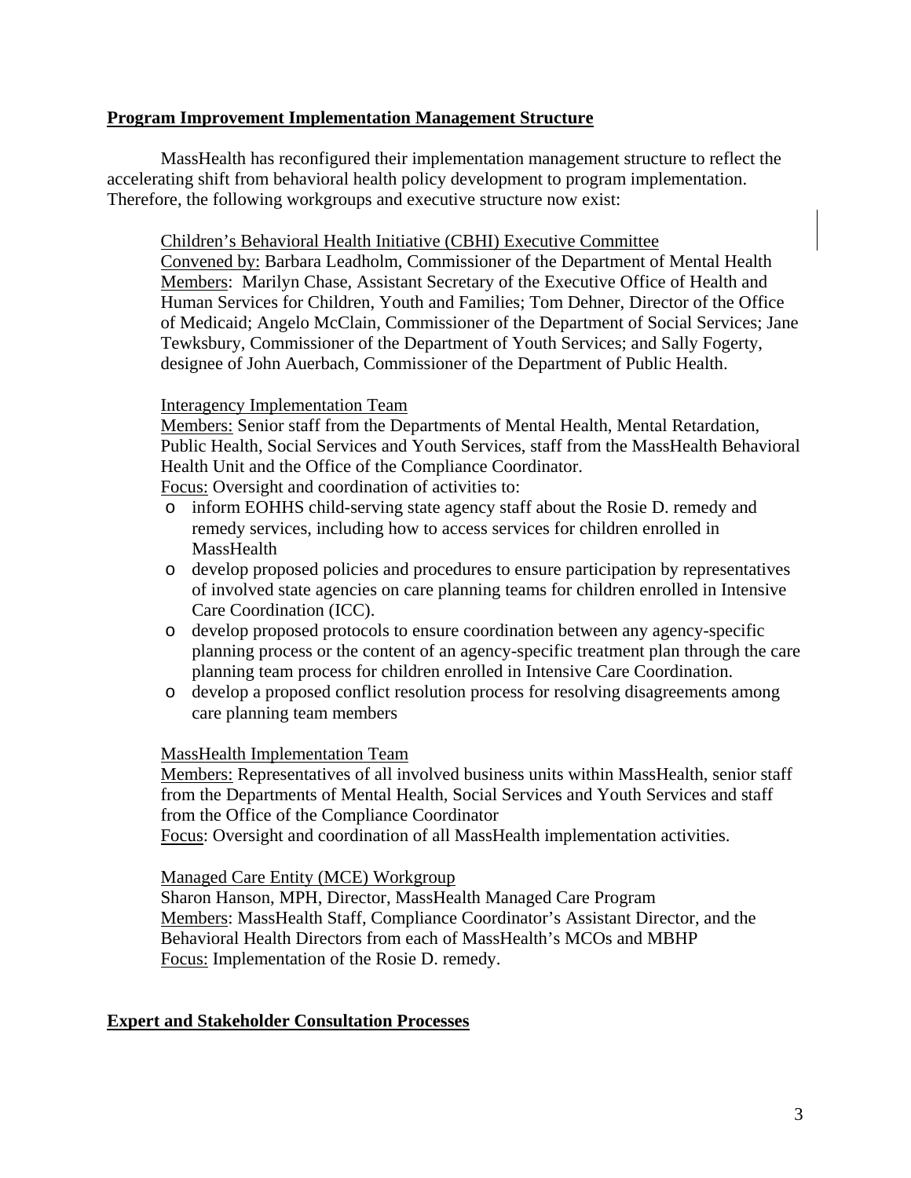**Program Improvement Implementation Management Structure**

MassHealth has reconfigured their implementation management structure to reflect the accelerating shift from behavioral health policy development to program implementation. Therefore, the following workgroups and executive structure now exist:

Children's Behavioral Health Initiative (CBHI) Executive Committee
Convened by: Barbara Leadholm, Commissioner of the Department of Mental Health
Members: Marilyn Chase, Assistant Secretary of the Executive Office of Health and Human Services for Children, Youth and Families; Tom Dehner, Director of the Office of Medicaid; Angelo McClain, Commissioner of the Department of Social Services; Jane Tewksbury, Commissioner of the Department of Youth Services; and Sally Fogerty, designee of John Auerbach, Commissioner of the Department of Public Health.

Interagency Implementation Team
Members: Senior staff from the Departments of Mental Health, Mental Retardation, Public Health, Social Services and Youth Services, staff from the MassHealth Behavioral Health Unit and the Office of the Compliance Coordinator.
Focus: Oversight and coordination of activities to:

- inform EOHHS child-serving state agency staff about the Rosie D. remedy and remedy services, including how to access services for children enrolled in MassHealth
- develop proposed policies and procedures to ensure participation by representatives of involved state agencies on care planning teams for children enrolled in Intensive Care Coordination (ICC).
- develop proposed protocols to ensure coordination between any agency-specific planning process or the content of an agency-specific treatment plan through the care planning team process for children enrolled in Intensive Care Coordination.
- develop a proposed conflict resolution process for resolving disagreements among care planning team members

MassHealth Implementation Team
Members: Representatives of all involved business units within MassHealth, senior staff from the Departments of Mental Health, Social Services and Youth Services and staff from the Office of the Compliance Coordinator
Focus: Oversight and coordination of all MassHealth implementation activities.

Managed Care Entity (MCE) Workgroup
Sharon Hanson, MPH, Director, MassHealth Managed Care Program
Members: MassHealth Staff, Compliance Coordinator's Assistant Director, and the Behavioral Health Directors from each of MassHealth's MCOs and MBHP
Focus: Implementation of the Rosie D. remedy.

**Expert and Stakeholder Consultation Processes**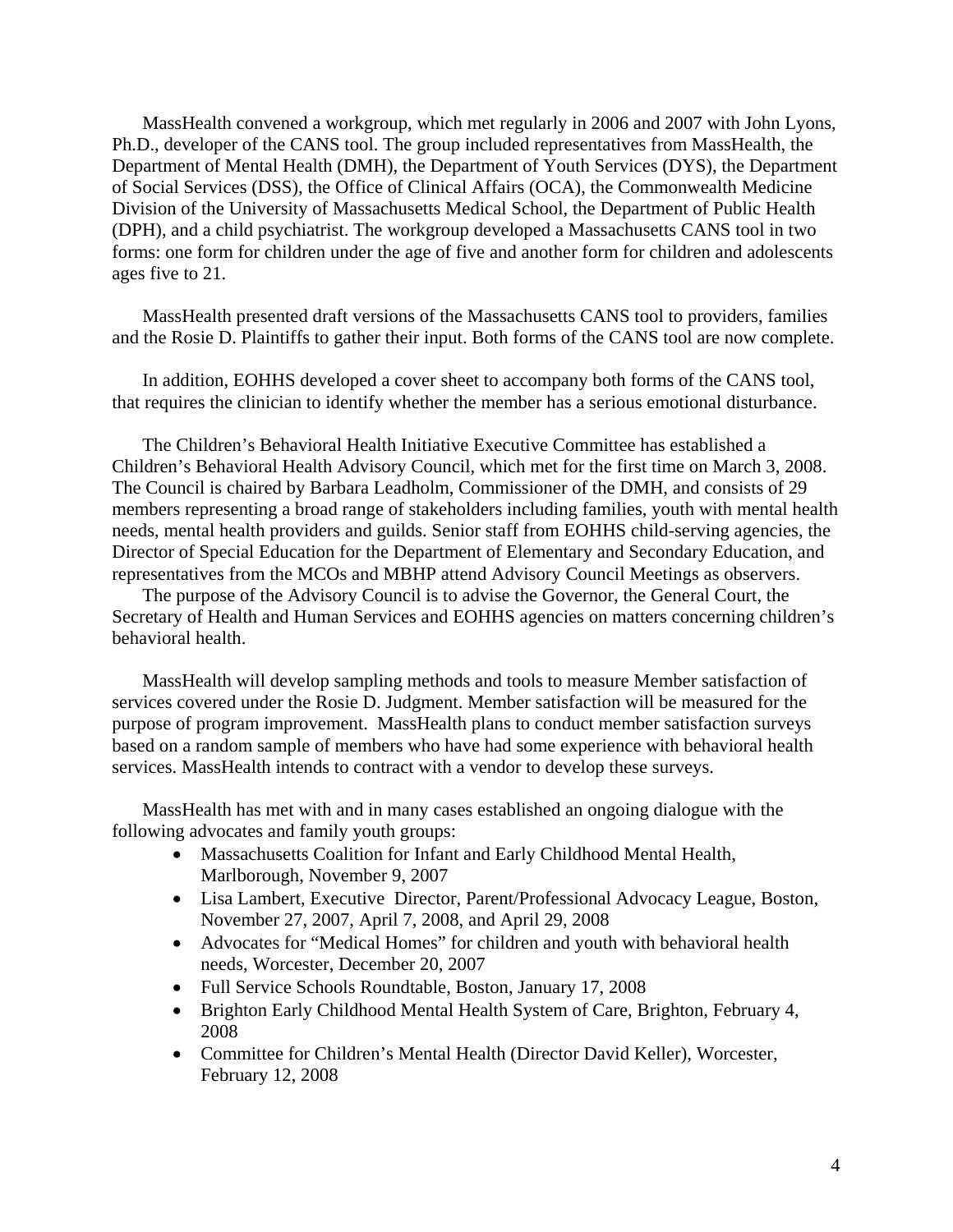MassHealth convened a workgroup, which met regularly in 2006 and 2007 with John Lyons, Ph.D., developer of the CANS tool. The group included representatives from MassHealth, the Department of Mental Health (DMH), the Department of Youth Services (DYS), the Department of Social Services (DSS), the Office of Clinical Affairs (OCA), the Commonwealth Medicine Division of the University of Massachusetts Medical School, the Department of Public Health (DPH), and a child psychiatrist. The workgroup developed a Massachusetts CANS tool in two forms: one form for children under the age of five and another form for children and adolescents ages five to 21.

MassHealth presented draft versions of the Massachusetts CANS tool to providers, families and the Rosie D. Plaintiffs to gather their input. Both forms of the CANS tool are now complete.

In addition, EOHHS developed a cover sheet to accompany both forms of the CANS tool, that requires the clinician to identify whether the member has a serious emotional disturbance.

The Children's Behavioral Health Initiative Executive Committee has established a Children's Behavioral Health Advisory Council, which met for the first time on March 3, 2008. The Council is chaired by Barbara Leadholm, Commissioner of the DMH, and consists of 29 members representing a broad range of stakeholders including families, youth with mental health needs, mental health providers and guilds. Senior staff from EOHHS child-serving agencies, the Director of Special Education for the Department of Elementary and Secondary Education, and representatives from the MCOs and MBHP attend Advisory Council Meetings as observers.

The purpose of the Advisory Council is to advise the Governor, the General Court, the Secretary of Health and Human Services and EOHHS agencies on matters concerning children's behavioral health.

MassHealth will develop sampling methods and tools to measure Member satisfaction of services covered under the Rosie D. Judgment. Member satisfaction will be measured for the purpose of program improvement. MassHealth plans to conduct member satisfaction surveys based on a random sample of members who have had some experience with behavioral health services. MassHealth intends to contract with a vendor to develop these surveys.

MassHealth has met with and in many cases established an ongoing dialogue with the following advocates and family youth groups:

- Massachusetts Coalition for Infant and Early Childhood Mental Health, Marlborough, November 9, 2007
- Lisa Lambert, Executive Director, Parent/Professional Advocacy League, Boston, November 27, 2007, April 7, 2008, and April 29, 2008
- Advocates for "Medical Homes" for children and youth with behavioral health needs, Worcester, December 20, 2007
- Full Service Schools Roundtable, Boston, January 17, 2008
- Brighton Early Childhood Mental Health System of Care, Brighton, February 4, 2008
- Committee for Children's Mental Health (Director David Keller), Worcester, February 12, 2008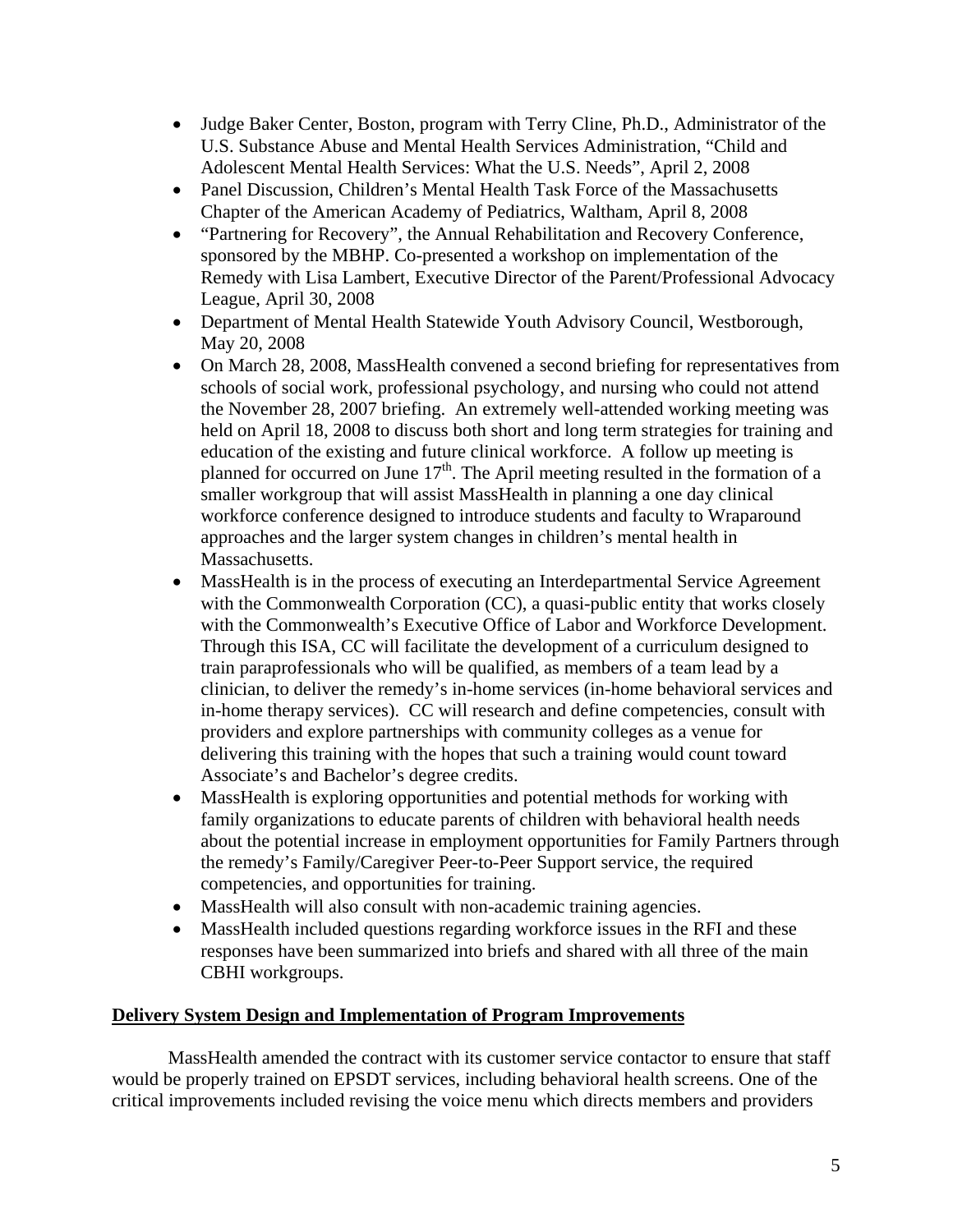- Judge Baker Center, Boston, program with Terry Cline, Ph.D., Administrator of the U.S. Substance Abuse and Mental Health Services Administration, "Child and Adolescent Mental Health Services: What the U.S. Needs", April 2, 2008
- Panel Discussion, Children's Mental Health Task Force of the Massachusetts Chapter of the American Academy of Pediatrics, Waltham, April 8, 2008
- "Partnering for Recovery", the Annual Rehabilitation and Recovery Conference, sponsored by the MBHP. Co-presented a workshop on implementation of the Remedy with Lisa Lambert, Executive Director of the Parent/Professional Advocacy League, April 30, 2008
- Department of Mental Health Statewide Youth Advisory Council, Westborough, May 20, 2008
- On March 28, 2008, MassHealth convened a second briefing for representatives from schools of social work, professional psychology, and nursing who could not attend the November 28, 2007 briefing. An extremely well-attended working meeting was held on April 18, 2008 to discuss both short and long term strategies for training and education of the existing and future clinical workforce. A follow up meeting is planned for occurred on June 17th. The April meeting resulted in the formation of a smaller workgroup that will assist MassHealth in planning a one day clinical workforce conference designed to introduce students and faculty to Wraparound approaches and the larger system changes in children's mental health in Massachusetts.
- MassHealth is in the process of executing an Interdepartmental Service Agreement with the Commonwealth Corporation (CC), a quasi-public entity that works closely with the Commonwealth's Executive Office of Labor and Workforce Development. Through this ISA, CC will facilitate the development of a curriculum designed to train paraprofessionals who will be qualified, as members of a team lead by a clinician, to deliver the remedy's in-home services (in-home behavioral services and in-home therapy services). CC will research and define competencies, consult with providers and explore partnerships with community colleges as a venue for delivering this training with the hopes that such a training would count toward Associate's and Bachelor's degree credits.
- MassHealth is exploring opportunities and potential methods for working with family organizations to educate parents of children with behavioral health needs about the potential increase in employment opportunities for Family Partners through the remedy's Family/Caregiver Peer-to-Peer Support service, the required competencies, and opportunities for training.
- MassHealth will also consult with non-academic training agencies.
- MassHealth included questions regarding workforce issues in the RFI and these responses have been summarized into briefs and shared with all three of the main CBHI workgroups.

## Delivery System Design and Implementation of Program Improvements

MassHealth amended the contract with its customer service contactor to ensure that staff would be properly trained on EPSDT services, including behavioral health screens. One of the critical improvements included revising the voice menu which directs members and providers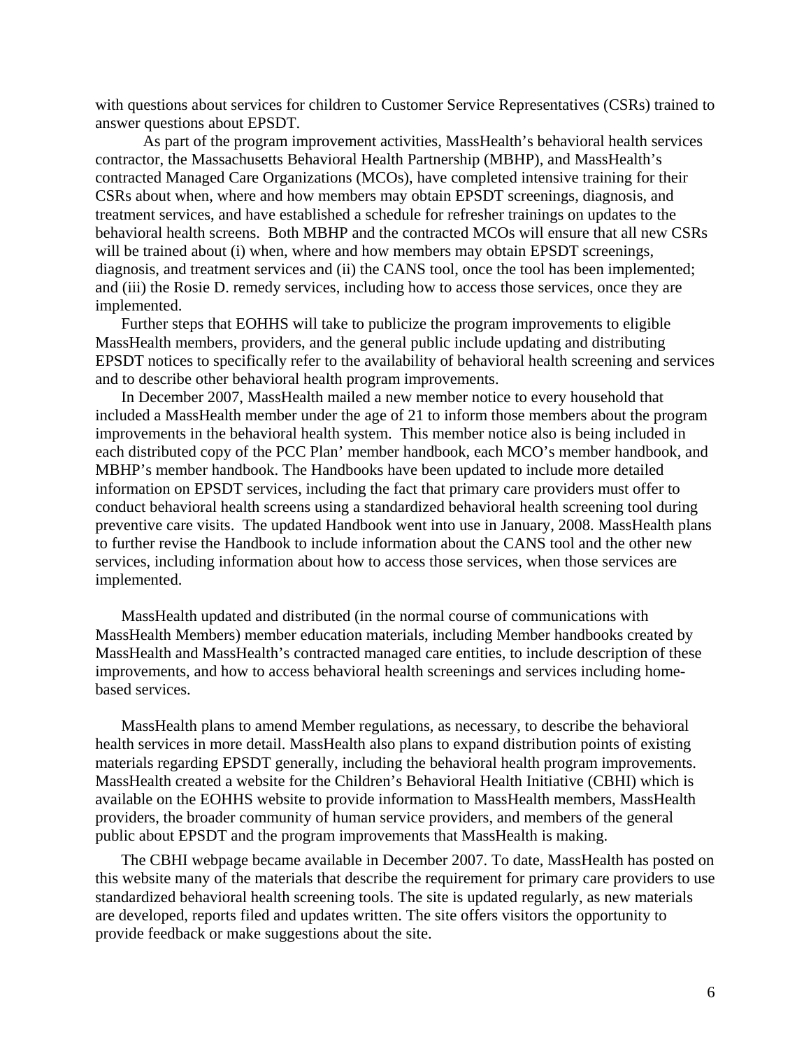with questions about services for children to Customer Service Representatives (CSRs) trained to answer questions about EPSDT.

As part of the program improvement activities, MassHealth's behavioral health services contractor, the Massachusetts Behavioral Health Partnership (MBHP), and MassHealth's contracted Managed Care Organizations (MCOs), have completed intensive training for their CSRs about when, where and how members may obtain EPSDT screenings, diagnosis, and treatment services, and have established a schedule for refresher trainings on updates to the behavioral health screens. Both MBHP and the contracted MCOs will ensure that all new CSRs will be trained about (i) when, where and how members may obtain EPSDT screenings, diagnosis, and treatment services and (ii) the CANS tool, once the tool has been implemented; and (iii) the Rosie D. remedy services, including how to access those services, once they are implemented.

Further steps that EOHHS will take to publicize the program improvements to eligible MassHealth members, providers, and the general public include updating and distributing EPSDT notices to specifically refer to the availability of behavioral health screening and services and to describe other behavioral health program improvements.

In December 2007, MassHealth mailed a new member notice to every household that included a MassHealth member under the age of 21 to inform those members about the program improvements in the behavioral health system. This member notice also is being included in each distributed copy of the PCC Plan' member handbook, each MCO's member handbook, and MBHP's member handbook. The Handbooks have been updated to include more detailed information on EPSDT services, including the fact that primary care providers must offer to conduct behavioral health screens using a standardized behavioral health screening tool during preventive care visits. The updated Handbook went into use in January, 2008. MassHealth plans to further revise the Handbook to include information about the CANS tool and the other new services, including information about how to access those services, when those services are implemented.

MassHealth updated and distributed (in the normal course of communications with MassHealth Members) member education materials, including Member handbooks created by MassHealth and MassHealth's contracted managed care entities, to include description of these improvements, and how to access behavioral health screenings and services including home-based services.

MassHealth plans to amend Member regulations, as necessary, to describe the behavioral health services in more detail. MassHealth also plans to expand distribution points of existing materials regarding EPSDT generally, including the behavioral health program improvements. MassHealth created a website for the Children's Behavioral Health Initiative (CBHI) which is available on the EOHHS website to provide information to MassHealth members, MassHealth providers, the broader community of human service providers, and members of the general public about EPSDT and the program improvements that MassHealth is making.

The CBHI webpage became available in December 2007. To date, MassHealth has posted on this website many of the materials that describe the requirement for primary care providers to use standardized behavioral health screening tools. The site is updated regularly, as new materials are developed, reports filed and updates written. The site offers visitors the opportunity to provide feedback or make suggestions about the site.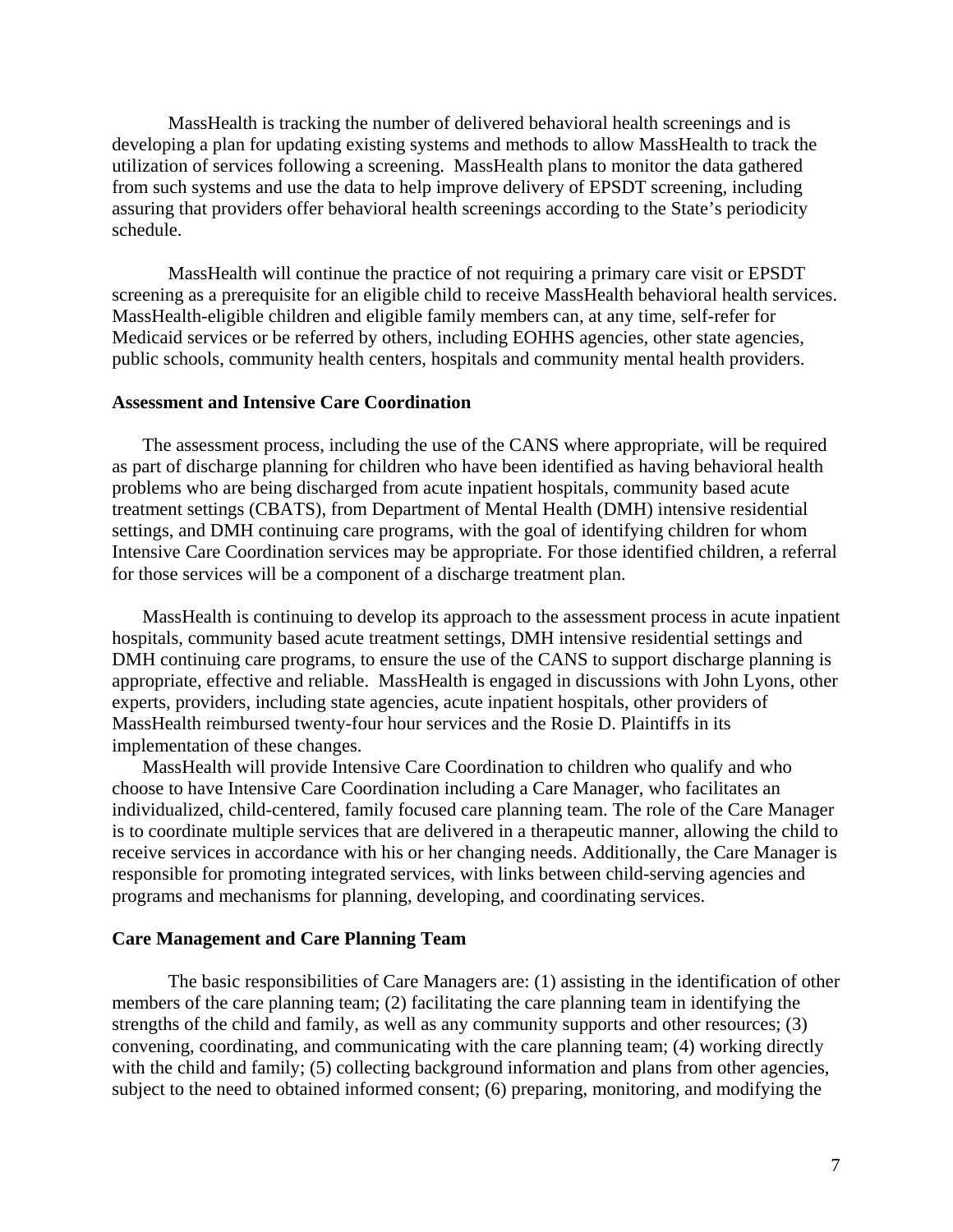MassHealth is tracking the number of delivered behavioral health screenings and is developing a plan for updating existing systems and methods to allow MassHealth to track the utilization of services following a screening. MassHealth plans to monitor the data gathered from such systems and use the data to help improve delivery of EPSDT screening, including assuring that providers offer behavioral health screenings according to the State's periodicity schedule.

MassHealth will continue the practice of not requiring a primary care visit or EPSDT screening as a prerequisite for an eligible child to receive MassHealth behavioral health services. MassHealth-eligible children and eligible family members can, at any time, self-refer for Medicaid services or be referred by others, including EOHHS agencies, other state agencies, public schools, community health centers, hospitals and community mental health providers.

**Assessment and Intensive Care Coordination**

The assessment process, including the use of the CANS where appropriate, will be required as part of discharge planning for children who have been identified as having behavioral health problems who are being discharged from acute inpatient hospitals, community based acute treatment settings (CBATS), from Department of Mental Health (DMH) intensive residential settings, and DMH continuing care programs, with the goal of identifying children for whom Intensive Care Coordination services may be appropriate. For those identified children, a referral for those services will be a component of a discharge treatment plan.

MassHealth is continuing to develop its approach to the assessment process in acute inpatient hospitals, community based acute treatment settings, DMH intensive residential settings and DMH continuing care programs, to ensure the use of the CANS to support discharge planning is appropriate, effective and reliable. MassHealth is engaged in discussions with John Lyons, other experts, providers, including state agencies, acute inpatient hospitals, other providers of MassHealth reimbursed twenty-four hour services and the Rosie D. Plaintiffs in its implementation of these changes.

MassHealth will provide Intensive Care Coordination to children who qualify and who choose to have Intensive Care Coordination including a Care Manager, who facilitates an individualized, child-centered, family focused care planning team. The role of the Care Manager is to coordinate multiple services that are delivered in a therapeutic manner, allowing the child to receive services in accordance with his or her changing needs. Additionally, the Care Manager is responsible for promoting integrated services, with links between child-serving agencies and programs and mechanisms for planning, developing, and coordinating services.

**Care Management and Care Planning Team**

The basic responsibilities of Care Managers are: (1) assisting in the identification of other members of the care planning team; (2) facilitating the care planning team in identifying the strengths of the child and family, as well as any community supports and other resources; (3) convening, coordinating, and communicating with the care planning team; (4) working directly with the child and family; (5) collecting background information and plans from other agencies, subject to the need to obtained informed consent; (6) preparing, monitoring, and modifying the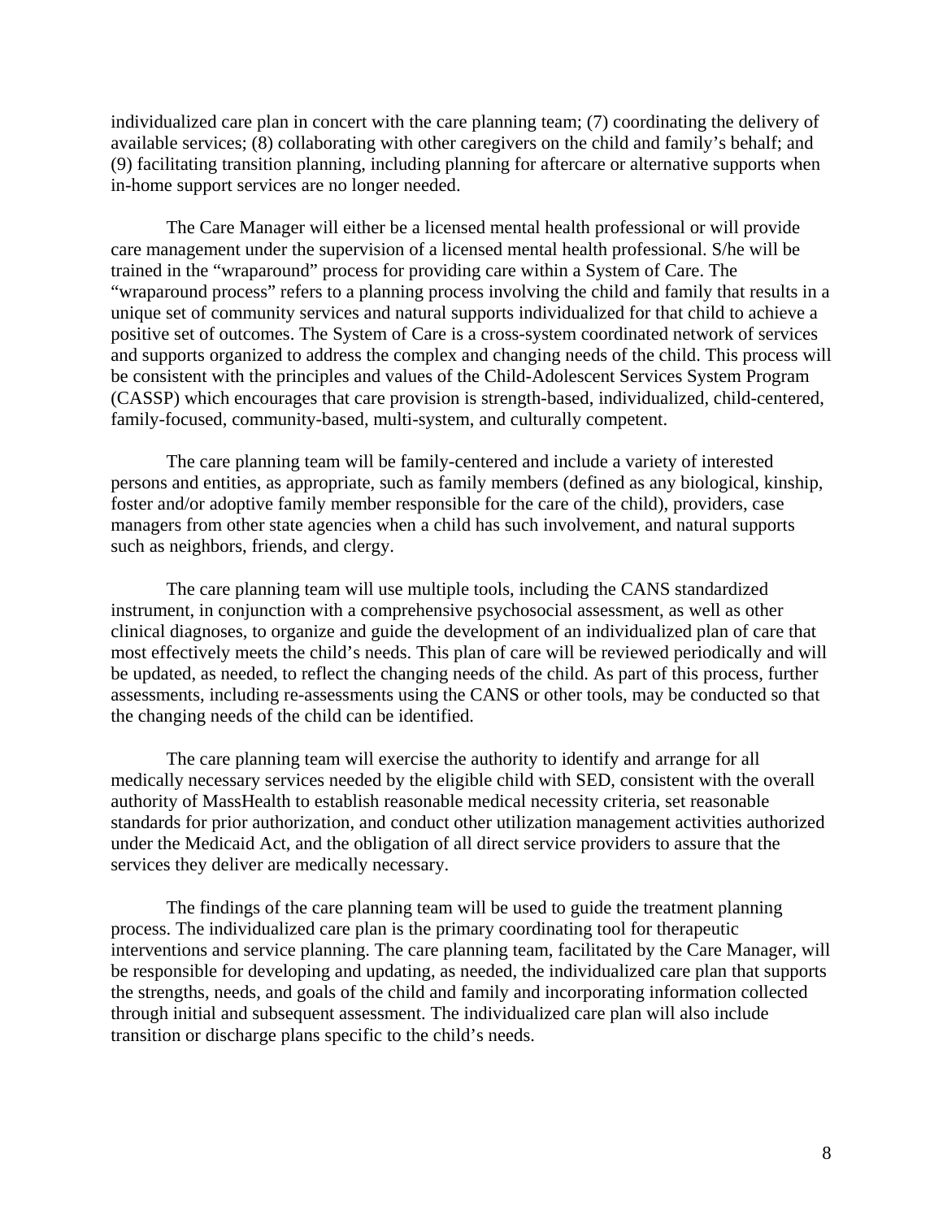individualized care plan in concert with the care planning team; (7) coordinating the delivery of available services; (8) collaborating with other caregivers on the child and family's behalf; and (9) facilitating transition planning, including planning for aftercare or alternative supports when in-home support services are no longer needed.

The Care Manager will either be a licensed mental health professional or will provide care management under the supervision of a licensed mental health professional. S/he will be trained in the "wraparound" process for providing care within a System of Care. The "wraparound process" refers to a planning process involving the child and family that results in a unique set of community services and natural supports individualized for that child to achieve a positive set of outcomes. The System of Care is a cross-system coordinated network of services and supports organized to address the complex and changing needs of the child. This process will be consistent with the principles and values of the Child-Adolescent Services System Program (CASSP) which encourages that care provision is strength-based, individualized, child-centered, family-focused, community-based, multi-system, and culturally competent.

The care planning team will be family-centered and include a variety of interested persons and entities, as appropriate, such as family members (defined as any biological, kinship, foster and/or adoptive family member responsible for the care of the child), providers, case managers from other state agencies when a child has such involvement, and natural supports such as neighbors, friends, and clergy.

The care planning team will use multiple tools, including the CANS standardized instrument, in conjunction with a comprehensive psychosocial assessment, as well as other clinical diagnoses, to organize and guide the development of an individualized plan of care that most effectively meets the child's needs. This plan of care will be reviewed periodically and will be updated, as needed, to reflect the changing needs of the child. As part of this process, further assessments, including re-assessments using the CANS or other tools, may be conducted so that the changing needs of the child can be identified.

The care planning team will exercise the authority to identify and arrange for all medically necessary services needed by the eligible child with SED, consistent with the overall authority of MassHealth to establish reasonable medical necessity criteria, set reasonable standards for prior authorization, and conduct other utilization management activities authorized under the Medicaid Act, and the obligation of all direct service providers to assure that the services they deliver are medically necessary.

The findings of the care planning team will be used to guide the treatment planning process. The individualized care plan is the primary coordinating tool for therapeutic interventions and service planning. The care planning team, facilitated by the Care Manager, will be responsible for developing and updating, as needed, the individualized care plan that supports the strengths, needs, and goals of the child and family and incorporating information collected through initial and subsequent assessment. The individualized care plan will also include transition or discharge plans specific to the child's needs.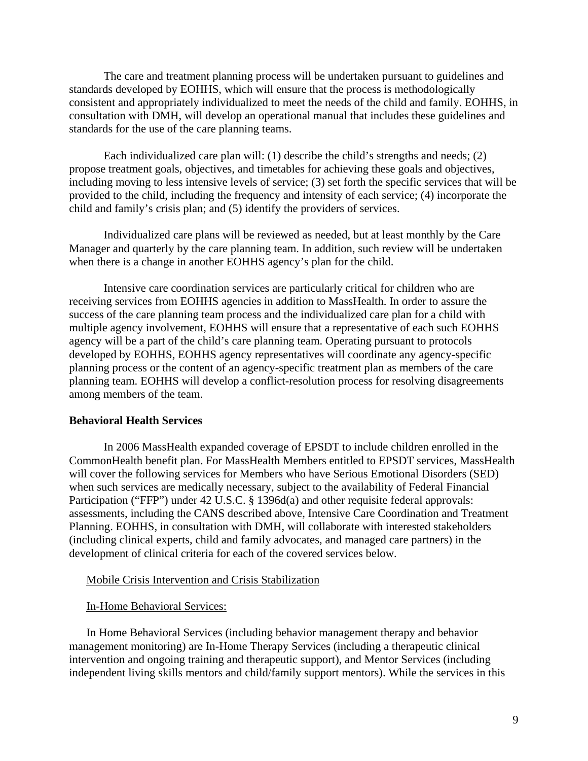The care and treatment planning process will be undertaken pursuant to guidelines and standards developed by EOHHS, which will ensure that the process is methodologically consistent and appropriately individualized to meet the needs of the child and family. EOHHS, in consultation with DMH, will develop an operational manual that includes these guidelines and standards for the use of the care planning teams.

Each individualized care plan will: (1) describe the child's strengths and needs; (2) propose treatment goals, objectives, and timetables for achieving these goals and objectives, including moving to less intensive levels of service; (3) set forth the specific services that will be provided to the child, including the frequency and intensity of each service; (4) incorporate the child and family's crisis plan; and (5) identify the providers of services.

Individualized care plans will be reviewed as needed, but at least monthly by the Care Manager and quarterly by the care planning team. In addition, such review will be undertaken when there is a change in another EOHHS agency's plan for the child.

Intensive care coordination services are particularly critical for children who are receiving services from EOHHS agencies in addition to MassHealth. In order to assure the success of the care planning team process and the individualized care plan for a child with multiple agency involvement, EOHHS will ensure that a representative of each such EOHHS agency will be a part of the child's care planning team. Operating pursuant to protocols developed by EOHHS, EOHHS agency representatives will coordinate any agency-specific planning process or the content of an agency-specific treatment plan as members of the care planning team. EOHHS will develop a conflict-resolution process for resolving disagreements among members of the team.

**Behavioral Health Services**

In 2006 MassHealth expanded coverage of EPSDT to include children enrolled in the CommonHealth benefit plan. For MassHealth Members entitled to EPSDT services, MassHealth will cover the following services for Members who have Serious Emotional Disorders (SED) when such services are medically necessary, subject to the availability of Federal Financial Participation ("FFP") under 42 U.S.C. § 1396d(a) and other requisite federal approvals: assessments, including the CANS described above, Intensive Care Coordination and Treatment Planning. EOHHS, in consultation with DMH, will collaborate with interested stakeholders (including clinical experts, child and family advocates, and managed care partners) in the development of clinical criteria for each of the covered services below.

<u>Mobile Crisis Intervention and Crisis Stabilization</u>

<u>In-Home Behavioral Services:</u>

In Home Behavioral Services (including behavior management therapy and behavior management monitoring) are In-Home Therapy Services (including a therapeutic clinical intervention and ongoing training and therapeutic support), and Mentor Services (including independent living skills mentors and child/family support mentors). While the services in this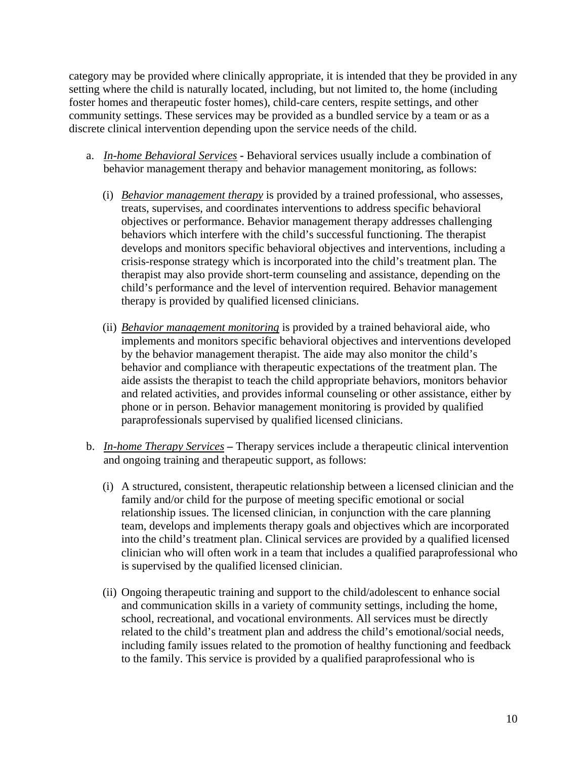category may be provided where clinically appropriate, it is intended that they be provided in any setting where the child is naturally located, including, but not limited to, the home (including foster homes and therapeutic foster homes), child-care centers, respite settings, and other community settings. These services may be provided as a bundled service by a team or as a discrete clinical intervention depending upon the service needs of the child.

a. *In-home Behavioral Services* - Behavioral services usually include a combination of behavior management therapy and behavior management monitoring, as follows:

   (i) *Behavior management therapy* is provided by a trained professional, who assesses, treats, supervises, and coordinates interventions to address specific behavioral objectives or performance. Behavior management therapy addresses challenging behaviors which interfere with the child's successful functioning. The therapist develops and monitors specific behavioral objectives and interventions, including a crisis-response strategy which is incorporated into the child's treatment plan. The therapist may also provide short-term counseling and assistance, depending on the child's performance and the level of intervention required. Behavior management therapy is provided by qualified licensed clinicians.

   (ii) *Behavior management monitoring* is provided by a trained behavioral aide, who implements and monitors specific behavioral objectives and interventions developed by the behavior management therapist. The aide may also monitor the child's behavior and compliance with therapeutic expectations of the treatment plan. The aide assists the therapist to teach the child appropriate behaviors, monitors behavior and related activities, and provides informal counseling or other assistance, either by phone or in person. Behavior management monitoring is provided by qualified paraprofessionals supervised by qualified licensed clinicians.

b. *In-home Therapy Services* – Therapy services include a therapeutic clinical intervention and ongoing training and therapeutic support, as follows:

   (i) A structured, consistent, therapeutic relationship between a licensed clinician and the family and/or child for the purpose of meeting specific emotional or social relationship issues. The licensed clinician, in conjunction with the care planning team, develops and implements therapy goals and objectives which are incorporated into the child's treatment plan. Clinical services are provided by a qualified licensed clinician who will often work in a team that includes a qualified paraprofessional who is supervised by the qualified licensed clinician.

   (ii) Ongoing therapeutic training and support to the child/adolescent to enhance social and communication skills in a variety of community settings, including the home, school, recreational, and vocational environments. All services must be directly related to the child's treatment plan and address the child's emotional/social needs, including family issues related to the promotion of healthy functioning and feedback to the family. This service is provided by a qualified paraprofessional who is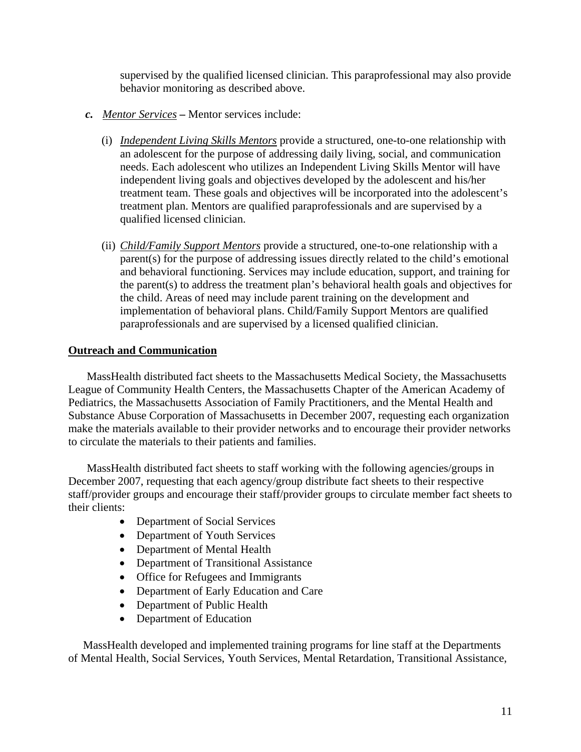supervised by the qualified licensed clinician. This paraprofessional may also provide behavior monitoring as described above.

***c.*** *Mentor Services* **–** Mentor services include:

(i) *Independent Living Skills Mentors* provide a structured, one-to-one relationship with an adolescent for the purpose of addressing daily living, social, and communication needs. Each adolescent who utilizes an Independent Living Skills Mentor will have independent living goals and objectives developed by the adolescent and his/her treatment team. These goals and objectives will be incorporated into the adolescent's treatment plan. Mentors are qualified paraprofessionals and are supervised by a qualified licensed clinician.

(ii) *Child/Family Support Mentors* provide a structured, one-to-one relationship with a parent(s) for the purpose of addressing issues directly related to the child's emotional and behavioral functioning. Services may include education, support, and training for the parent(s) to address the treatment plan's behavioral health goals and objectives for the child. Areas of need may include parent training on the development and implementation of behavioral plans. Child/Family Support Mentors are qualified paraprofessionals and are supervised by a licensed qualified clinician.

## Outreach and Communication

MassHealth distributed fact sheets to the Massachusetts Medical Society, the Massachusetts League of Community Health Centers, the Massachusetts Chapter of the American Academy of Pediatrics, the Massachusetts Association of Family Practitioners, and the Mental Health and Substance Abuse Corporation of Massachusetts in December 2007, requesting each organization make the materials available to their provider networks and to encourage their provider networks to circulate the materials to their patients and families.

MassHealth distributed fact sheets to staff working with the following agencies/groups in December 2007, requesting that each agency/group distribute fact sheets to their respective staff/provider groups and encourage their staff/provider groups to circulate member fact sheets to their clients:

- Department of Social Services
- Department of Youth Services
- Department of Mental Health
- Department of Transitional Assistance
- Office for Refugees and Immigrants
- Department of Early Education and Care
- Department of Public Health
- Department of Education

MassHealth developed and implemented training programs for line staff at the Departments of Mental Health, Social Services, Youth Services, Mental Retardation, Transitional Assistance,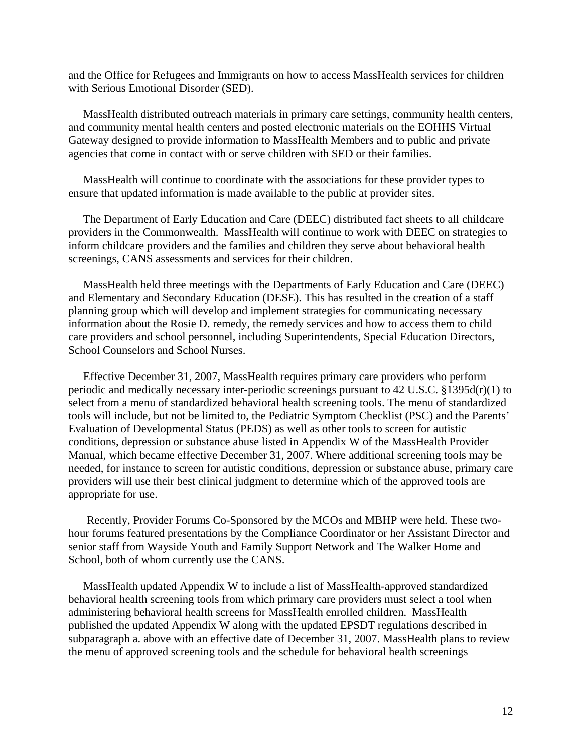and the Office for Refugees and Immigrants on how to access MassHealth services for children with Serious Emotional Disorder (SED).

MassHealth distributed outreach materials in primary care settings, community health centers, and community mental health centers and posted electronic materials on the EOHHS Virtual Gateway designed to provide information to MassHealth Members and to public and private agencies that come in contact with or serve children with SED or their families.

MassHealth will continue to coordinate with the associations for these provider types to ensure that updated information is made available to the public at provider sites.

The Department of Early Education and Care (DEEC) distributed fact sheets to all childcare providers in the Commonwealth. MassHealth will continue to work with DEEC on strategies to inform childcare providers and the families and children they serve about behavioral health screenings, CANS assessments and services for their children.

MassHealth held three meetings with the Departments of Early Education and Care (DEEC) and Elementary and Secondary Education (DESE). This has resulted in the creation of a staff planning group which will develop and implement strategies for communicating necessary information about the Rosie D. remedy, the remedy services and how to access them to child care providers and school personnel, including Superintendents, Special Education Directors, School Counselors and School Nurses.

Effective December 31, 2007, MassHealth requires primary care providers who perform periodic and medically necessary inter-periodic screenings pursuant to 42 U.S.C. §1395d(r)(1) to select from a menu of standardized behavioral health screening tools. The menu of standardized tools will include, but not be limited to, the Pediatric Symptom Checklist (PSC) and the Parents' Evaluation of Developmental Status (PEDS) as well as other tools to screen for autistic conditions, depression or substance abuse listed in Appendix W of the MassHealth Provider Manual, which became effective December 31, 2007. Where additional screening tools may be needed, for instance to screen for autistic conditions, depression or substance abuse, primary care providers will use their best clinical judgment to determine which of the approved tools are appropriate for use.

Recently, Provider Forums Co-Sponsored by the MCOs and MBHP were held. These two-hour forums featured presentations by the Compliance Coordinator or her Assistant Director and senior staff from Wayside Youth and Family Support Network and The Walker Home and School, both of whom currently use the CANS.

MassHealth updated Appendix W to include a list of MassHealth-approved standardized behavioral health screening tools from which primary care providers must select a tool when administering behavioral health screens for MassHealth enrolled children. MassHealth published the updated Appendix W along with the updated EPSDT regulations described in subparagraph a. above with an effective date of December 31, 2007. MassHealth plans to review the menu of approved screening tools and the schedule for behavioral health screenings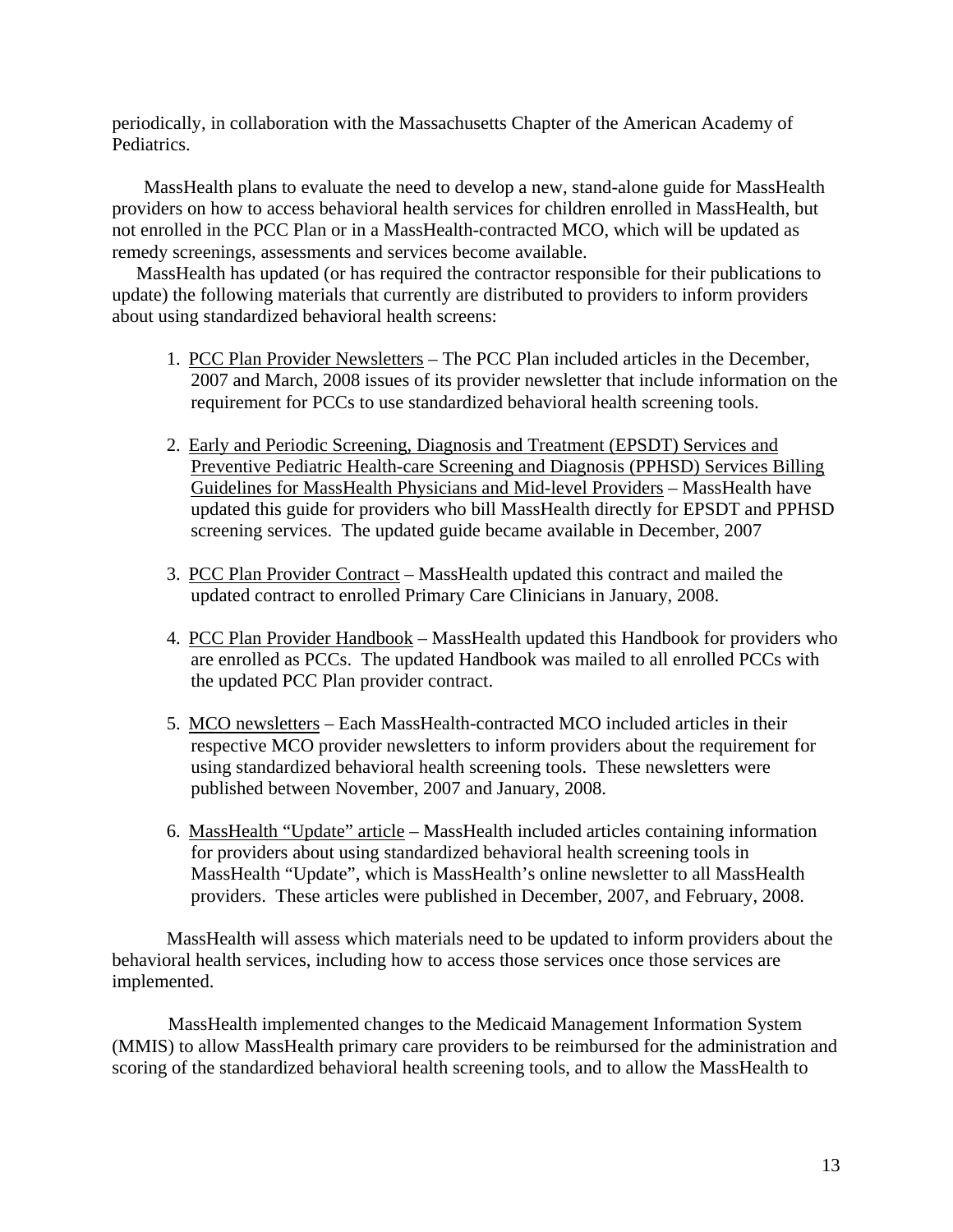periodically, in collaboration with the Massachusetts Chapter of the American Academy of Pediatrics.

MassHealth plans to evaluate the need to develop a new, stand-alone guide for MassHealth providers on how to access behavioral health services for children enrolled in MassHealth, but not enrolled in the PCC Plan or in a MassHealth-contracted MCO, which will be updated as remedy screenings, assessments and services become available.

MassHealth has updated (or has required the contractor responsible for their publications to update) the following materials that currently are distributed to providers to inform providers about using standardized behavioral health screens:

1. PCC Plan Provider Newsletters – The PCC Plan included articles in the December, 2007 and March, 2008 issues of its provider newsletter that include information on the requirement for PCCs to use standardized behavioral health screening tools.

2. Early and Periodic Screening, Diagnosis and Treatment (EPSDT) Services and Preventive Pediatric Health-care Screening and Diagnosis (PPHSD) Services Billing Guidelines for MassHealth Physicians and Mid-level Providers – MassHealth have updated this guide for providers who bill MassHealth directly for EPSDT and PPHSD screening services. The updated guide became available in December, 2007

3. PCC Plan Provider Contract – MassHealth updated this contract and mailed the updated contract to enrolled Primary Care Clinicians in January, 2008.

4. PCC Plan Provider Handbook – MassHealth updated this Handbook for providers who are enrolled as PCCs. The updated Handbook was mailed to all enrolled PCCs with the updated PCC Plan provider contract.

5. MCO newsletters – Each MassHealth-contracted MCO included articles in their respective MCO provider newsletters to inform providers about the requirement for using standardized behavioral health screening tools. These newsletters were published between November, 2007 and January, 2008.

6. MassHealth "Update" article – MassHealth included articles containing information for providers about using standardized behavioral health screening tools in MassHealth "Update", which is MassHealth's online newsletter to all MassHealth providers. These articles were published in December, 2007, and February, 2008.

MassHealth will assess which materials need to be updated to inform providers about the behavioral health services, including how to access those services once those services are implemented.

MassHealth implemented changes to the Medicaid Management Information System (MMIS) to allow MassHealth primary care providers to be reimbursed for the administration and scoring of the standardized behavioral health screening tools, and to allow the MassHealth to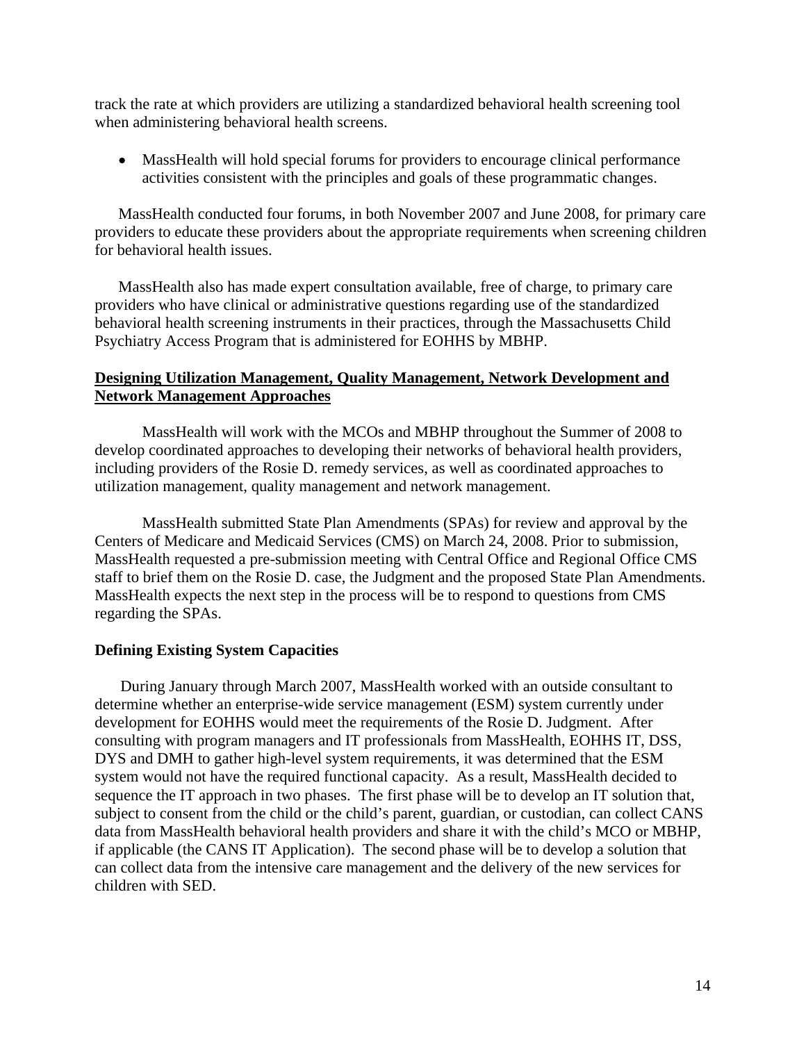track the rate at which providers are utilizing a standardized behavioral health screening tool when administering behavioral health screens.

- MassHealth will hold special forums for providers to encourage clinical performance activities consistent with the principles and goals of these programmatic changes.

MassHealth conducted four forums, in both November 2007 and June 2008, for primary care providers to educate these providers about the appropriate requirements when screening children for behavioral health issues.

MassHealth also has made expert consultation available, free of charge, to primary care providers who have clinical or administrative questions regarding use of the standardized behavioral health screening instruments in their practices, through the Massachusetts Child Psychiatry Access Program that is administered for EOHHS by MBHP.

**Designing Utilization Management, Quality Management, Network Development and Network Management Approaches**

MassHealth will work with the MCOs and MBHP throughout the Summer of 2008 to develop coordinated approaches to developing their networks of behavioral health providers, including providers of the Rosie D. remedy services, as well as coordinated approaches to utilization management, quality management and network management.

MassHealth submitted State Plan Amendments (SPAs) for review and approval by the Centers of Medicare and Medicaid Services (CMS) on March 24, 2008. Prior to submission, MassHealth requested a pre-submission meeting with Central Office and Regional Office CMS staff to brief them on the Rosie D. case, the Judgment and the proposed State Plan Amendments. MassHealth expects the next step in the process will be to respond to questions from CMS regarding the SPAs.

**Defining Existing System Capacities**

During January through March 2007, MassHealth worked with an outside consultant to determine whether an enterprise-wide service management (ESM) system currently under development for EOHHS would meet the requirements of the Rosie D. Judgment. After consulting with program managers and IT professionals from MassHealth, EOHHS IT, DSS, DYS and DMH to gather high-level system requirements, it was determined that the ESM system would not have the required functional capacity. As a result, MassHealth decided to sequence the IT approach in two phases. The first phase will be to develop an IT solution that, subject to consent from the child or the child's parent, guardian, or custodian, can collect CANS data from MassHealth behavioral health providers and share it with the child's MCO or MBHP, if applicable (the CANS IT Application). The second phase will be to develop a solution that can collect data from the intensive care management and the delivery of the new services for children with SED.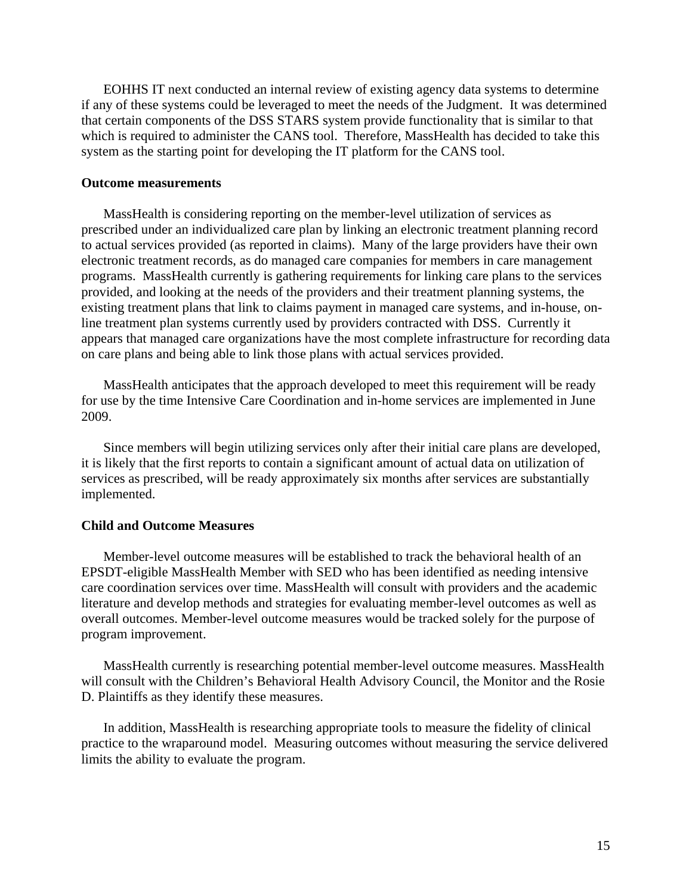EOHHS IT next conducted an internal review of existing agency data systems to determine if any of these systems could be leveraged to meet the needs of the Judgment. It was determined that certain components of the DSS STARS system provide functionality that is similar to that which is required to administer the CANS tool. Therefore, MassHealth has decided to take this system as the starting point for developing the IT platform for the CANS tool.

**Outcome measurements**

MassHealth is considering reporting on the member-level utilization of services as prescribed under an individualized care plan by linking an electronic treatment planning record to actual services provided (as reported in claims). Many of the large providers have their own electronic treatment records, as do managed care companies for members in care management programs. MassHealth currently is gathering requirements for linking care plans to the services provided, and looking at the needs of the providers and their treatment planning systems, the existing treatment plans that link to claims payment in managed care systems, and in-house, on-line treatment plan systems currently used by providers contracted with DSS. Currently it appears that managed care organizations have the most complete infrastructure for recording data on care plans and being able to link those plans with actual services provided.

MassHealth anticipates that the approach developed to meet this requirement will be ready for use by the time Intensive Care Coordination and in-home services are implemented in June 2009.

Since members will begin utilizing services only after their initial care plans are developed, it is likely that the first reports to contain a significant amount of actual data on utilization of services as prescribed, will be ready approximately six months after services are substantially implemented.

**Child and Outcome Measures**

Member-level outcome measures will be established to track the behavioral health of an EPSDT-eligible MassHealth Member with SED who has been identified as needing intensive care coordination services over time. MassHealth will consult with providers and the academic literature and develop methods and strategies for evaluating member-level outcomes as well as overall outcomes. Member-level outcome measures would be tracked solely for the purpose of program improvement.

MassHealth currently is researching potential member-level outcome measures. MassHealth will consult with the Children's Behavioral Health Advisory Council, the Monitor and the Rosie D. Plaintiffs as they identify these measures.

In addition, MassHealth is researching appropriate tools to measure the fidelity of clinical practice to the wraparound model. Measuring outcomes without measuring the service delivered limits the ability to evaluate the program.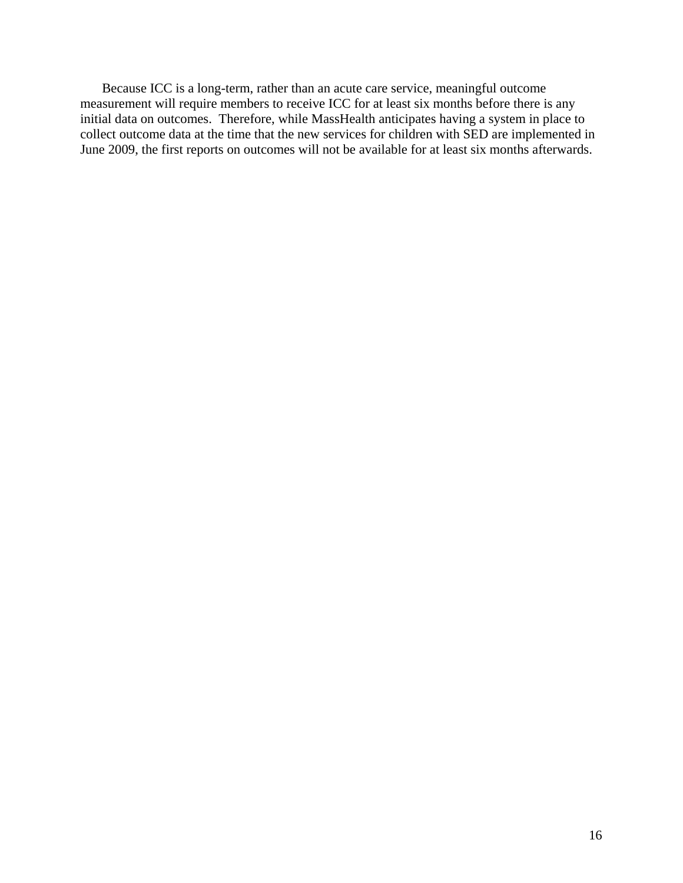Because ICC is a long-term, rather than an acute care service, meaningful outcome measurement will require members to receive ICC for at least six months before there is any initial data on outcomes. Therefore, while MassHealth anticipates having a system in place to collect outcome data at the time that the new services for children with SED are implemented in June 2009, the first reports on outcomes will not be available for at least six months afterwards.